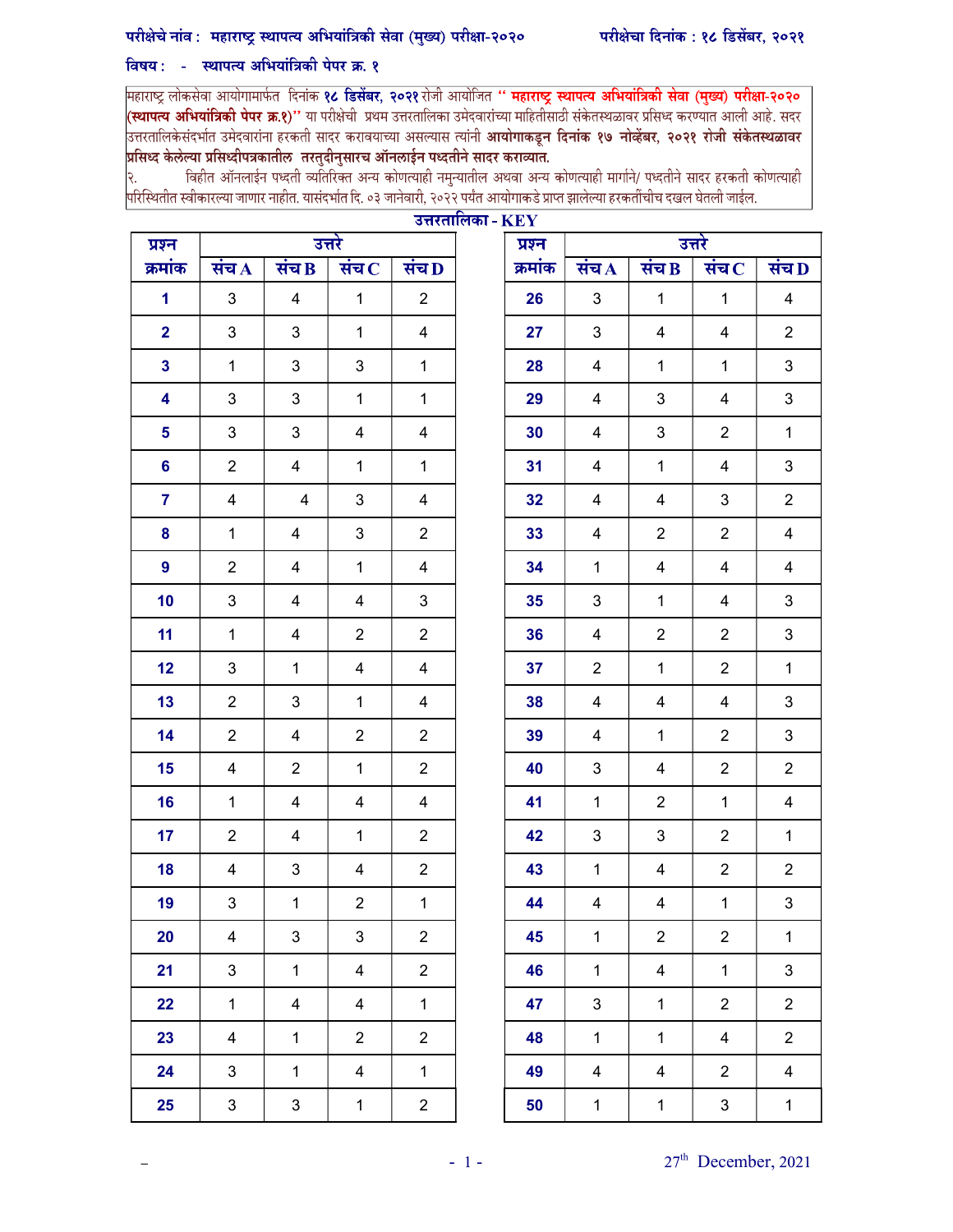परीक्षेचे नांव : महाराष्ट्र स्थापत्य अभियांत्रिकी सेवा (मुख्य) परीक्षा-२०२० परीक्षेचा दिनांक : १८ डिसेंबर, २०२१

विषय : - स्थापत्य अभियांत्रिकी पेपर क्र. १

महाराष्ट्र लोकसेवा आयोगामार्फत दिनांक **१८ डिसेंबर, २०२१** रोजी आयोजित **" महाराष्ट्र स्थापत्य अभियांत्रिकी सेवा (मुख्य) परीक्षा-२०२० (स्थापत्य अभियांत्रिकी पेपर क्र.१)"** या परीक्षेची प्रथम उत्तरतालिका उमेदवारांच्या माहितीसाठी संकेतस्थळावर प्रसिध्द करण्यात आली आहे. सदर उत्तरतालिकेसंदर्भात उमेदवारांना हरकती सादर करावयाच्या असल्यास त्यांनी **आयोगाकडून दिनांक १७ नोव्हेंबर, २०२१ रोजी संकेतस्थळावर प्रसिध्द केलेल्या प्रसिध्दीपत्रकातील तरतुदीनुसारच ऑनलाईन पध्दतीने सादर कराव्यात.**

२. विहीत ऑनलाईन पध्दती व्यतिरिक्त अन्य कोणत्याही नमुन्यातील अथवा अन्य कोणत्याही मार्गाने/ पध्दतीने सादर हरकती कोणत्याही परिस्थितीत स्वीकारल्या जाणार नाहीत. यासंदर्भात दि. ०३ जानेवारी, २०२२ पर्यंत आयोगाकडे प्राप्त झालेल्या हरकतींचीच दखल घेतली जाईल.

## उत्तरतालिका - KEY

| प्रश्न क्रमांक | उत्तरे | | | |
|---|---|---|---|---|
| | संच A | संच B | संच C | संच D |
| 1 | 3 | 4 | 1 | 2 |
| 2 | 3 | 3 | 1 | 4 |
| 3 | 1 | 3 | 3 | 1 |
| 4 | 3 | 3 | 1 | 1 |
| 5 | 3 | 3 | 4 | 4 |
| 6 | 2 | 4 | 1 | 1 |
| 7 | 4 | 4 | 3 | 4 |
| 8 | 1 | 4 | 3 | 2 |
| 9 | 2 | 4 | 1 | 4 |
| 10 | 3 | 4 | 4 | 3 |
| 11 | 1 | 4 | 2 | 2 |
| 12 | 3 | 1 | 4 | 4 |
| 13 | 2 | 3 | 1 | 4 |
| 14 | 2 | 4 | 2 | 2 |
| 15 | 4 | 2 | 1 | 2 |
| 16 | 1 | 4 | 4 | 4 |
| 17 | 2 | 4 | 1 | 2 |
| 18 | 4 | 3 | 4 | 2 |
| 19 | 3 | 1 | 2 | 1 |
| 20 | 4 | 3 | 3 | 2 |
| 21 | 3 | 1 | 4 | 2 |
| 22 | 1 | 4 | 4 | 1 |
| 23 | 4 | 1 | 2 | 2 |
| 24 | 3 | 1 | 4 | 1 |
| 25 | 3 | 3 | 1 | 2 |
| 26 | 3 | 1 | 1 | 4 |
| 27 | 3 | 4 | 4 | 2 |
| 28 | 4 | 1 | 1 | 3 |
| 29 | 4 | 3 | 4 | 3 |
| 30 | 4 | 3 | 2 | 1 |
| 31 | 4 | 1 | 4 | 3 |
| 32 | 4 | 4 | 3 | 2 |
| 33 | 4 | 2 | 2 | 4 |
| 34 | 1 | 4 | 4 | 4 |
| 35 | 3 | 1 | 4 | 3 |
| 36 | 4 | 2 | 2 | 3 |
| 37 | 2 | 1 | 2 | 1 |
| 38 | 4 | 4 | 4 | 3 |
| 39 | 4 | 1 | 2 | 3 |
| 40 | 3 | 4 | 2 | 2 |
| 41 | 1 | 2 | 1 | 4 |
| 42 | 3 | 3 | 2 | 1 |
| 43 | 1 | 4 | 2 | 2 |
| 44 | 4 | 4 | 1 | 3 |
| 45 | 1 | 2 | 2 | 1 |
| 46 | 1 | 4 | 1 | 3 |
| 47 | 3 | 1 | 2 | 2 |
| 48 | 1 | 1 | 4 | 2 |
| 49 | 4 | 4 | 2 | 4 |
| 50 | 1 | 1 | 3 | 1 |

27th December, 2021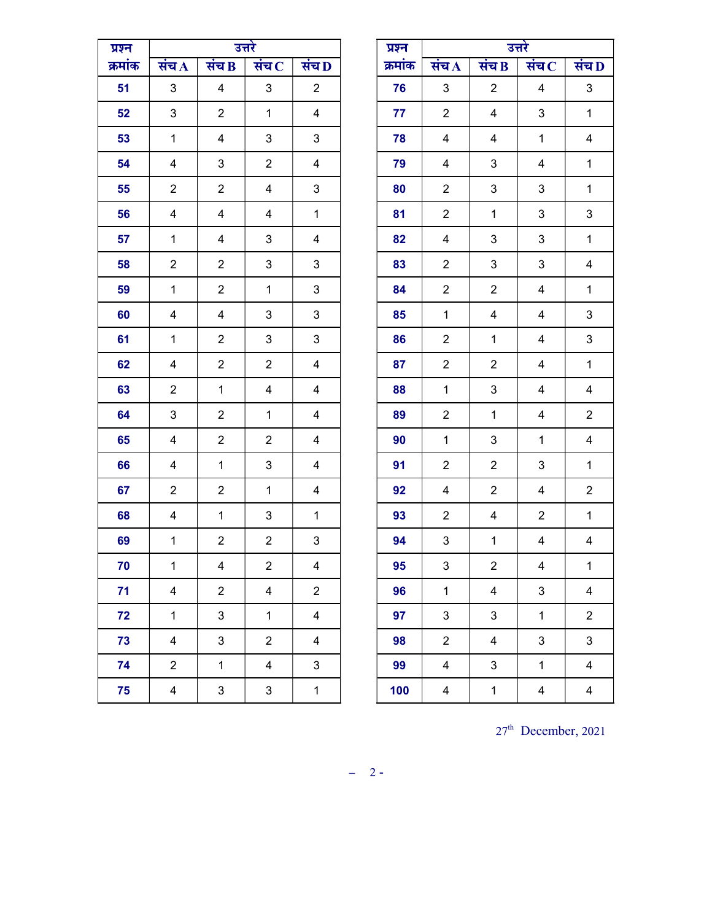| प्रश्न क्रमांक | उत्तरे | | | |
|---|---|---|---|---|
| | संच A | संच B | संच C | संच D |
| 51 | 3 | 4 | 3 | 2 |
| 52 | 3 | 2 | 1 | 4 |
| 53 | 1 | 4 | 3 | 3 |
| 54 | 4 | 3 | 2 | 4 |
| 55 | 2 | 2 | 4 | 3 |
| 56 | 4 | 4 | 4 | 1 |
| 57 | 1 | 4 | 3 | 4 |
| 58 | 2 | 2 | 3 | 3 |
| 59 | 1 | 2 | 1 | 3 |
| 60 | 4 | 4 | 3 | 3 |
| 61 | 1 | 2 | 3 | 3 |
| 62 | 4 | 2 | 2 | 4 |
| 63 | 2 | 1 | 4 | 4 |
| 64 | 3 | 2 | 1 | 4 |
| 65 | 4 | 2 | 2 | 4 |
| 66 | 4 | 1 | 3 | 4 |
| 67 | 2 | 2 | 1 | 4 |
| 68 | 4 | 1 | 3 | 1 |
| 69 | 1 | 2 | 2 | 3 |
| 70 | 1 | 4 | 2 | 4 |
| 71 | 4 | 2 | 4 | 2 |
| 72 | 1 | 3 | 1 | 4 |
| 73 | 4 | 3 | 2 | 4 |
| 74 | 2 | 1 | 4 | 3 |
| 75 | 4 | 3 | 3 | 1 |

| प्रश्न क्रमांक | उत्तरे | | | |
|---|---|---|---|---|
| | संच A | संच B | संच C | संच D |
| 76 | 3 | 2 | 4 | 3 |
| 77 | 2 | 4 | 3 | 1 |
| 78 | 4 | 4 | 1 | 4 |
| 79 | 4 | 3 | 4 | 1 |
| 80 | 2 | 3 | 3 | 1 |
| 81 | 2 | 1 | 3 | 3 |
| 82 | 4 | 3 | 3 | 1 |
| 83 | 2 | 3 | 3 | 4 |
| 84 | 2 | 2 | 4 | 1 |
| 85 | 1 | 4 | 4 | 3 |
| 86 | 2 | 1 | 4 | 3 |
| 87 | 2 | 2 | 4 | 1 |
| 88 | 1 | 3 | 4 | 4 |
| 89 | 2 | 1 | 4 | 2 |
| 90 | 1 | 3 | 1 | 4 |
| 91 | 2 | 2 | 3 | 1 |
| 92 | 4 | 2 | 4 | 2 |
| 93 | 2 | 4 | 2 | 1 |
| 94 | 3 | 1 | 4 | 4 |
| 95 | 3 | 2 | 4 | 1 |
| 96 | 1 | 4 | 3 | 4 |
| 97 | 3 | 3 | 1 | 2 |
| 98 | 2 | 4 | 3 | 3 |
| 99 | 4 | 3 | 1 | 4 |
| 100 | 4 | 1 | 4 | 4 |

27th December, 2021